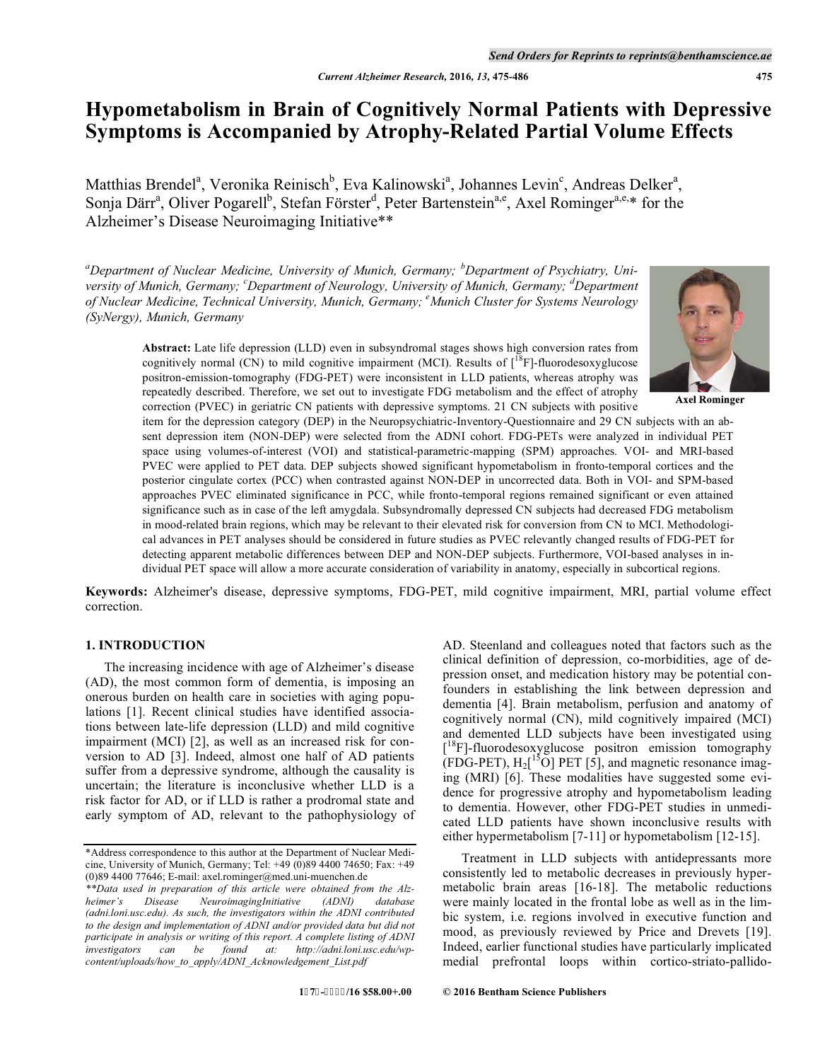# Hypometabolism in Brain of Cognitively Normal Patients with Depressive Symptoms is Accompanied by Atrophy-Related Partial Volume Effects

Matthias Brendel[a], Veronika Reinisch[b], Eva Kalinowski[a], Johannes Levin[c], Andreas Delker[a], Sonja Därr[a], Oliver Pogarell[b], Stefan Förster[d], Peter Bartenstein[a,e], Axel Rominger[a,e,]* for the Alzheimer's Disease Neuroimaging Initiative**

*[a]Department of Nuclear Medicine, University of Munich, Germany; [b]Department of Psychiatry, University of Munich, Germany; [c]Department of Neurology, University of Munich, Germany; [d]Department of Nuclear Medicine, Technical University, Munich, Germany; [e]Munich Cluster for Systems Neurology (SyNergy), Munich, Germany*

Axel Rominger

**Abstract:** Late life depression (LLD) even in subsyndromal stages shows high conversion rates from cognitively normal (CN) to mild cognitive impairment (MCI). Results of [$^{18}$F]-fluorodesoxyglucose positron-emission-tomography (FDG-PET) were inconsistent in LLD patients, whereas atrophy was repeatedly described. Therefore, we set out to investigate FDG metabolism and the effect of atrophy correction (PVEC) in geriatric CN patients with depressive symptoms. 21 CN subjects with positive item for the depression category (DEP) in the Neuropsychiatric-Inventory-Questionnaire and 29 CN subjects with an absent depression item (NON-DEP) were selected from the ADNI cohort. FDG-PETs were analyzed in individual PET space using volumes-of-interest (VOI) and statistical-parametric-mapping (SPM) approaches. VOI- and MRI-based PVEC were applied to PET data. DEP subjects showed significant hypometabolism in fronto-temporal cortices and the posterior cingulate cortex (PCC) when contrasted against NON-DEP in uncorrected data. Both in VOI- and SPM-based approaches PVEC eliminated significance in PCC, while fronto-temporal regions remained significant or even attained significance such as in case of the left amygdala. Subsyndromally depressed CN subjects had decreased FDG metabolism in mood-related brain regions, which may be relevant to their elevated risk for conversion from CN to MCI. Methodological advances in PET analyses should be considered in future studies as PVEC relevantly changed results of FDG-PET for detecting apparent metabolic differences between DEP and NON-DEP subjects. Furthermore, VOI-based analyses in individual PET space will allow a more accurate consideration of variability in anatomy, especially in subcortical regions.

**Keywords:** Alzheimer's disease, depressive symptoms, FDG-PET, mild cognitive impairment, MRI, partial volume effect correction.

## 1. INTRODUCTION

The increasing incidence with age of Alzheimer's disease (AD), the most common form of dementia, is imposing an onerous burden on health care in societies with aging populations [1]. Recent clinical studies have identified associations between late-life depression (LLD) and mild cognitive impairment (MCI) [2], as well as an increased risk for conversion to AD [3]. Indeed, almost one half of AD patients suffer from a depressive syndrome, although the causality is uncertain; the literature is inconclusive whether LLD is a risk factor for AD, or if LLD is rather a prodromal state and early symptom of AD, relevant to the pathophysiology of AD. Steenland and colleagues noted that factors such as the clinical definition of depression, co-morbidities, age of depression onset, and medication history may be potential confounders in establishing the link between depression and dementia [4]. Brain metabolism, perfusion and anatomy of cognitively normal (CN), mild cognitively impaired (MCI) and demented LLD subjects have been investigated using [$^{18}$F]-fluorodesoxyglucose positron emission tomography (FDG-PET), $H_2[^{15}O]$ PET [5], and magnetic resonance imaging (MRI) [6]. These modalities have suggested some evidence for progressive atrophy and hypometabolism leading to dementia. However, other FDG-PET studies in unmedicated LLD patients have shown inconclusive results with either hypermetabolism [7-11] or hypometabolism [12-15].

Treatment in LLD subjects with antidepressants more consistently led to metabolic decreases in previously hypermetabolic brain areas [16-18]. The metabolic reductions were mainly located in the frontal lobe as well as in the limbic system, i.e. regions involved in executive function and mood, as previously reviewed by Price and Drevets [19]. Indeed, earlier functional studies have particularly implicated medial prefrontal loops within cortico-striato-pallido-

---

*Address correspondence to this author at the Department of Nuclear Medicine, University of Munich, Germany; Tel: +49 (0)89 4400 74650; Fax: +49 (0)89 4400 77646; E-mail: axel.rominger@med.uni-muenchen.de

***Data used in preparation of this article were obtained from the Alzheimer's Disease NeuroimagingInitiative (ADNI) database (adni.loni.usc.edu). As such, the investigators within the ADNI contributed to the design and implementation of ADNI and/or provided data but did not participate in analysis or writing of this report. A complete listing of ADNI investigators can be found at: http://adni.loni.usc.edu/wp-content/uploads/how_to_apply/ADNI_Acknowledgement_List.pdf*

© 2016 Bentham Science Publishers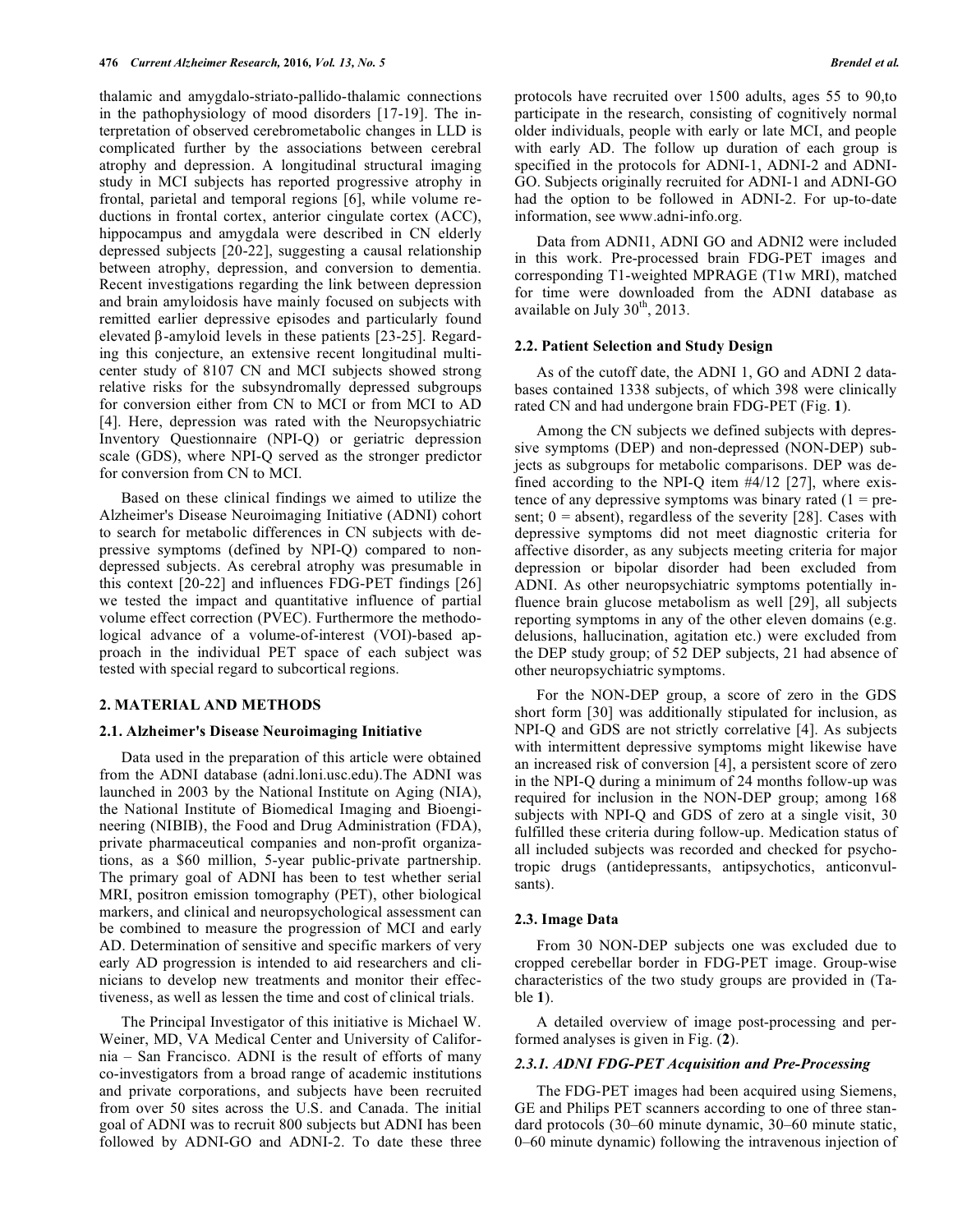thalamic and amygdalo-striato-pallido-thalamic connections in the pathophysiology of mood disorders [17-19]. The interpretation of observed cerebrometabolic changes in LLD is complicated further by the associations between cerebral atrophy and depression. A longitudinal structural imaging study in MCI subjects has reported progressive atrophy in frontal, parietal and temporal regions [6], while volume reductions in frontal cortex, anterior cingulate cortex (ACC), hippocampus and amygdala were described in CN elderly depressed subjects [20-22], suggesting a causal relationship between atrophy, depression, and conversion to dementia. Recent investigations regarding the link between depression and brain amyloidosis have mainly focused on subjects with remitted earlier depressive episodes and particularly found elevated β-amyloid levels in these patients [23-25]. Regarding this conjecture, an extensive recent longitudinal multicenter study of 8107 CN and MCI subjects showed strong relative risks for the subsyndromally depressed subgroups for conversion either from CN to MCI or from MCI to AD [4]. Here, depression was rated with the Neuropsychiatric Inventory Questionnaire (NPI-Q) or geriatric depression scale (GDS), where NPI-Q served as the stronger predictor for conversion from CN to MCI.

Based on these clinical findings we aimed to utilize the Alzheimer's Disease Neuroimaging Initiative (ADNI) cohort to search for metabolic differences in CN subjects with depressive symptoms (defined by NPI-Q) compared to non-depressed subjects. As cerebral atrophy was presumable in this context [20-22] and influences FDG-PET findings [26] we tested the impact and quantitative influence of partial volume effect correction (PVEC). Furthermore the methodological advance of a volume-of-interest (VOI)-based approach in the individual PET space of each subject was tested with special regard to subcortical regions.

## 2. MATERIAL AND METHODS

### 2.1. Alzheimer's Disease Neuroimaging Initiative

Data used in the preparation of this article were obtained from the ADNI database (adni.loni.usc.edu).The ADNI was launched in 2003 by the National Institute on Aging (NIA), the National Institute of Biomedical Imaging and Bioengineering (NIBIB), the Food and Drug Administration (FDA), private pharmaceutical companies and non-profit organizations, as a $60 million, 5-year public-private partnership. The primary goal of ADNI has been to test whether serial MRI, positron emission tomography (PET), other biological markers, and clinical and neuropsychological assessment can be combined to measure the progression of MCI and early AD. Determination of sensitive and specific markers of very early AD progression is intended to aid researchers and clinicians to develop new treatments and monitor their effectiveness, as well as lessen the time and cost of clinical trials.

The Principal Investigator of this initiative is Michael W. Weiner, MD, VA Medical Center and University of California – San Francisco. ADNI is the result of efforts of many co-investigators from a broad range of academic institutions and private corporations, and subjects have been recruited from over 50 sites across the U.S. and Canada. The initial goal of ADNI was to recruit 800 subjects but ADNI has been followed by ADNI-GO and ADNI-2. To date these three protocols have recruited over 1500 adults, ages 55 to 90,to participate in the research, consisting of cognitively normal older individuals, people with early or late MCI, and people with early AD. The follow up duration of each group is specified in the protocols for ADNI-1, ADNI-2 and ADNI-GO. Subjects originally recruited for ADNI-1 and ADNI-GO had the option to be followed in ADNI-2. For up-to-date information, see www.adni-info.org.

Data from ADNI1, ADNI GO and ADNI2 were included in this work. Pre-processed brain FDG-PET images and corresponding T1-weighted MPRAGE (T1w MRI), matched for time were downloaded from the ADNI database as available on July 30th, 2013.

### 2.2. Patient Selection and Study Design

As of the cutoff date, the ADNI 1, GO and ADNI 2 databases contained 1338 subjects, of which 398 were clinically rated CN and had undergone brain FDG-PET (Fig. **1**).

Among the CN subjects we defined subjects with depressive symptoms (DEP) and non-depressed (NON-DEP) subjects as subgroups for metabolic comparisons. DEP was defined according to the NPI-Q item #4/12 [27], where existence of any depressive symptoms was binary rated (1 = present; 0 = absent), regardless of the severity [28]. Cases with depressive symptoms did not meet diagnostic criteria for affective disorder, as any subjects meeting criteria for major depression or bipolar disorder had been excluded from ADNI. As other neuropsychiatric symptoms potentially influence brain glucose metabolism as well [29], all subjects reporting symptoms in any of the other eleven domains (e.g. delusions, hallucination, agitation etc.) were excluded from the DEP study group; of 52 DEP subjects, 21 had absence of other neuropsychiatric symptoms.

For the NON-DEP group, a score of zero in the GDS short form [30] was additionally stipulated for inclusion, as NPI-Q and GDS are not strictly correlative [4]. As subjects with intermittent depressive symptoms might likewise have an increased risk of conversion [4], a persistent score of zero in the NPI-Q during a minimum of 24 months follow-up was required for inclusion in the NON-DEP group; among 168 subjects with NPI-Q and GDS of zero at a single visit, 30 fulfilled these criteria during follow-up. Medication status of all included subjects was recorded and checked for psychotropic drugs (antidepressants, antipsychotics, anticonvulsants).

### 2.3. Image Data

From 30 NON-DEP subjects one was excluded due to cropped cerebellar border in FDG-PET image. Group-wise characteristics of the two study groups are provided in (Table **1**).

A detailed overview of image post-processing and performed analyses is given in Fig. (**2**).

#### *2.3.1. ADNI FDG-PET Acquisition and Pre-Processing*

The FDG-PET images had been acquired using Siemens, GE and Philips PET scanners according to one of three standard protocols (30–60 minute dynamic, 30–60 minute static, 0–60 minute dynamic) following the intravenous injection of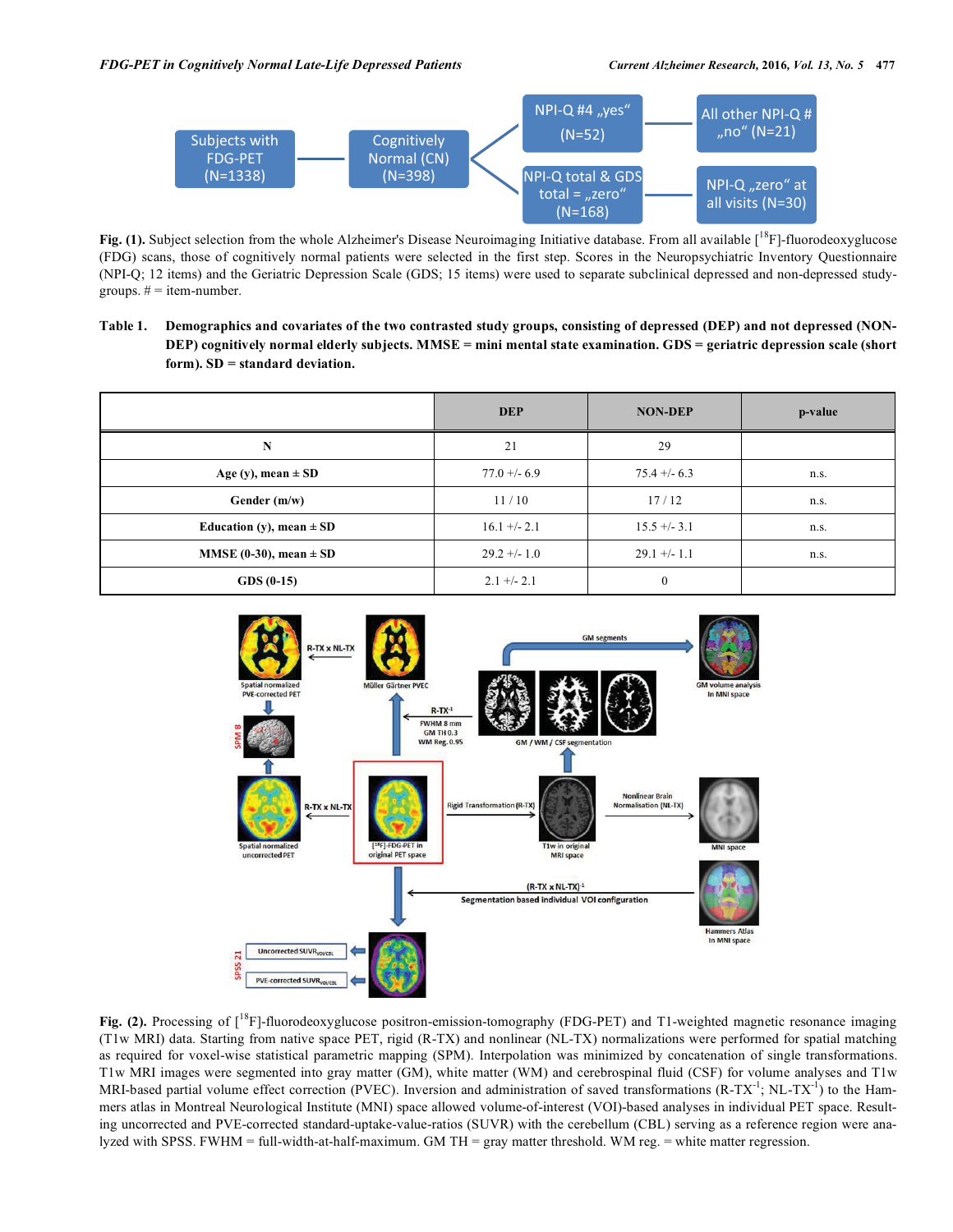**Fig. (1).** Subject selection from the whole Alzheimer's Disease Neuroimaging Initiative database. From all available [$^{18}$F]-fluorodeoxyglucose (FDG) scans, those of cognitively normal patients were selected in the first step. Scores in the Neuropsychiatric Inventory Questionnaire (NPI-Q; 12 items) and the Geriatric Depression Scale (GDS; 15 items) were used to separate subclinical depressed and non-depressed study-groups. # = item-number.

**Table 1. Demographics and covariates of the two contrasted study groups, consisting of depressed (DEP) and not depressed (NON-DEP) cognitively normal elderly subjects. MMSE = mini mental state examination. GDS = geriatric depression scale (short form). SD = standard deviation.**

| | DEP | NON-DEP | p-value |
|---|---|---|---|
| N | 21 | 29 | |
| Age (y), mean ± SD | 77.0 +/- 6.9 | 75.4 +/- 6.3 | n.s. |
| Gender (m/w) | 11 / 10 | 17 / 12 | n.s. |
| Education (y), mean ± SD | 16.1 +/- 2.1 | 15.5 +/- 3.1 | n.s. |
| MMSE (0-30), mean ± SD | 29.2 +/- 1.0 | 29.1 +/- 1.1 | n.s. |
| GDS (0-15) | 2.1 +/- 2.1 | 0 | |

**Fig. (2).** Processing of [$^{18}$F]-fluorodeoxyglucose positron-emission-tomography (FDG-PET) and T1-weighted magnetic resonance imaging (T1w MRI) data. Starting from native space PET, rigid (R-TX) and nonlinear (NL-TX) normalizations were performed for spatial matching as required for voxel-wise statistical parametric mapping (SPM). Interpolation was minimized by concatenation of single transformations. T1w MRI images were segmented into gray matter (GM), white matter (WM) and cerebrospinal fluid (CSF) for volume analyses and T1w MRI-based partial volume effect correction (PVEC). Inversion and administration of saved transformations (R-TX$^{-1}$; NL-TX$^{-1}$) to the Hammers atlas in Montreal Neurological Institute (MNI) space allowed volume-of-interest (VOI)-based analyses in individual PET space. Resulting uncorrected and PVE-corrected standard-uptake-value-ratios (SUVR) with the cerebellum (CBL) serving as a reference region were analyzed with SPSS. FWHM = full-width-at-half-maximum. GM TH = gray matter threshold. WM reg. = white matter regression.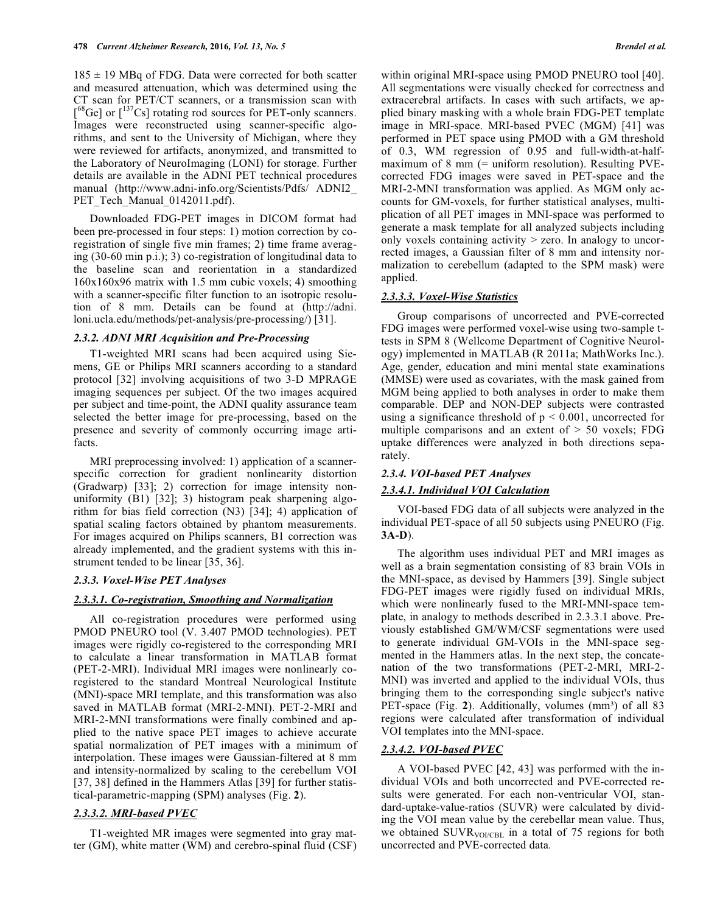185 ± 19 MBq of FDG. Data were corrected for both scatter and measured attenuation, which was determined using the CT scan for PET/CT scanners, or a transmission scan with [$^{68}$Ge] or [$^{137}$Cs] rotating rod sources for PET-only scanners. Images were reconstructed using scanner-specific algorithms, and sent to the University of Michigan, where they were reviewed for artifacts, anonymized, and transmitted to the Laboratory of NeuroImaging (LONI) for storage. Further details are available in the ADNI PET technical procedures manual (http://www.adni-info.org/Scientists/Pdfs/ ADNI2_PET_Tech_Manual_0142011.pdf).

Downloaded FDG-PET images in DICOM format had been pre-processed in four steps: 1) motion correction by co-registration of single five min frames; 2) time frame averaging (30-60 min p.i.); 3) co-registration of longitudinal data to the baseline scan and reorientation in a standardized 160x160x96 matrix with 1.5 mm cubic voxels; 4) smoothing with a scanner-specific filter function to an isotropic resolution of 8 mm. Details can be found at (http://adni.loni.ucla.edu/methods/pet-analysis/pre-processing/) [31].

### 2.3.2. ADNI MRI Acquisition and Pre-Processing

T1-weighted MRI scans had been acquired using Siemens, GE or Philips MRI scanners according to a standard protocol [32] involving acquisitions of two 3-D MPRAGE imaging sequences per subject. Of the two images acquired per subject and time-point, the ADNI quality assurance team selected the better image for pre-processing, based on the presence and severity of commonly occurring image artifacts.

MRI preprocessing involved: 1) application of a scanner-specific correction for gradient nonlinearity distortion (Gradwarp) [33]; 2) correction for image intensity non-uniformity (B1) [32]; 3) histogram peak sharpening algorithm for bias field correction (N3) [34]; 4) application of spatial scaling factors obtained by phantom measurements. For images acquired on Philips scanners, B1 correction was already implemented, and the gradient systems with this instrument tended to be linear [35, 36].

### 2.3.3. Voxel-Wise PET Analyses

#### 2.3.3.1. Co-registration, Smoothing and Normalization

All co-registration procedures were performed using PMOD PNEURO tool (V. 3.407 PMOD technologies). PET images were rigidly co-registered to the corresponding MRI to calculate a linear transformation in MATLAB format (PET-2-MRI). Individual MRI images were nonlinearly co-registered to the standard Montreal Neurological Institute (MNI)-space MRI template, and this transformation was also saved in MATLAB format (MRI-2-MNI). PET-2-MRI and MRI-2-MNI transformations were finally combined and applied to the native space PET images to achieve accurate spatial normalization of PET images with a minimum of interpolation. These images were Gaussian-filtered at 8 mm and intensity-normalized by scaling to the cerebellum VOI [37, 38] defined in the Hammers Atlas [39] for further statistical-parametric-mapping (SPM) analyses (Fig. **2**).

#### 2.3.3.2. MRI-based PVEC

T1-weighted MR images were segmented into gray matter (GM), white matter (WM) and cerebro-spinal fluid (CSF) within original MRI-space using PMOD PNEURO tool [40]. All segmentations were visually checked for correctness and extracerebral artifacts. In cases with such artifacts, we applied binary masking with a whole brain FDG-PET template image in MRI-space. MRI-based PVEC (MGM) [41] was performed in PET space using PMOD with a GM threshold of 0.3, WM regression of 0.95 and full-width-at-half-maximum of 8 mm (= uniform resolution). Resulting PVE-corrected FDG images were saved in PET-space and the MRI-2-MNI transformation was applied. As MGM only accounts for GM-voxels, for further statistical analyses, multiplication of all PET images in MNI-space was performed to generate a mask template for all analyzed subjects including only voxels containing activity > zero. In analogy to uncorrected images, a Gaussian filter of 8 mm and intensity normalization to cerebellum (adapted to the SPM mask) were applied.

#### 2.3.3.3. Voxel-Wise Statistics

Group comparisons of uncorrected and PVE-corrected FDG images were performed voxel-wise using two-sample t-tests in SPM 8 (Wellcome Department of Cognitive Neurology) implemented in MATLAB (R 2011a; MathWorks Inc.). Age, gender, education and mini mental state examinations (MMSE) were used as covariates, with the mask gained from MGM being applied to both analyses in order to make them comparable. DEP and NON-DEP subjects were contrasted using a significance threshold of $p < 0.001$, uncorrected for multiple comparisons and an extent of > 50 voxels; FDG uptake differences were analyzed in both directions separately.

### 2.3.4. VOI-based PET Analyses

#### 2.3.4.1. Individual VOI Calculation

VOI-based FDG data of all subjects were analyzed in the individual PET-space of all 50 subjects using PNEURO (Fig. **3A-D**).

The algorithm uses individual PET and MRI images as well as a brain segmentation consisting of 83 brain VOIs in the MNI-space, as devised by Hammers [39]. Single subject FDG-PET images were rigidly fused on individual MRIs, which were nonlinearly fused to the MRI-MNI-space template, in analogy to methods described in 2.3.3.1 above. Previously established GM/WM/CSF segmentations were used to generate individual GM-VOIs in the MNI-space segmented in the Hammers atlas. In the next step, the concatenation of the two transformations (PET-2-MRI, MRI-2-MNI) was inverted and applied to the individual VOIs, thus bringing them to the corresponding single subject's native PET-space (Fig. **2**). Additionally, volumes (mm³) of all 83 regions were calculated after transformation of individual VOI templates into the MNI-space.

#### 2.3.4.2. VOI-based PVEC

A VOI-based PVEC [42, 43] was performed with the individual VOIs and both uncorrected and PVE-corrected results were generated. For each non-ventricular VOI, standard-uptake-value-ratios (SUVR) were calculated by dividing the VOI mean value by the cerebellar mean value. Thus, we obtained $SUVR_{VOI/CBL}$ in a total of 75 regions for both uncorrected and PVE-corrected data.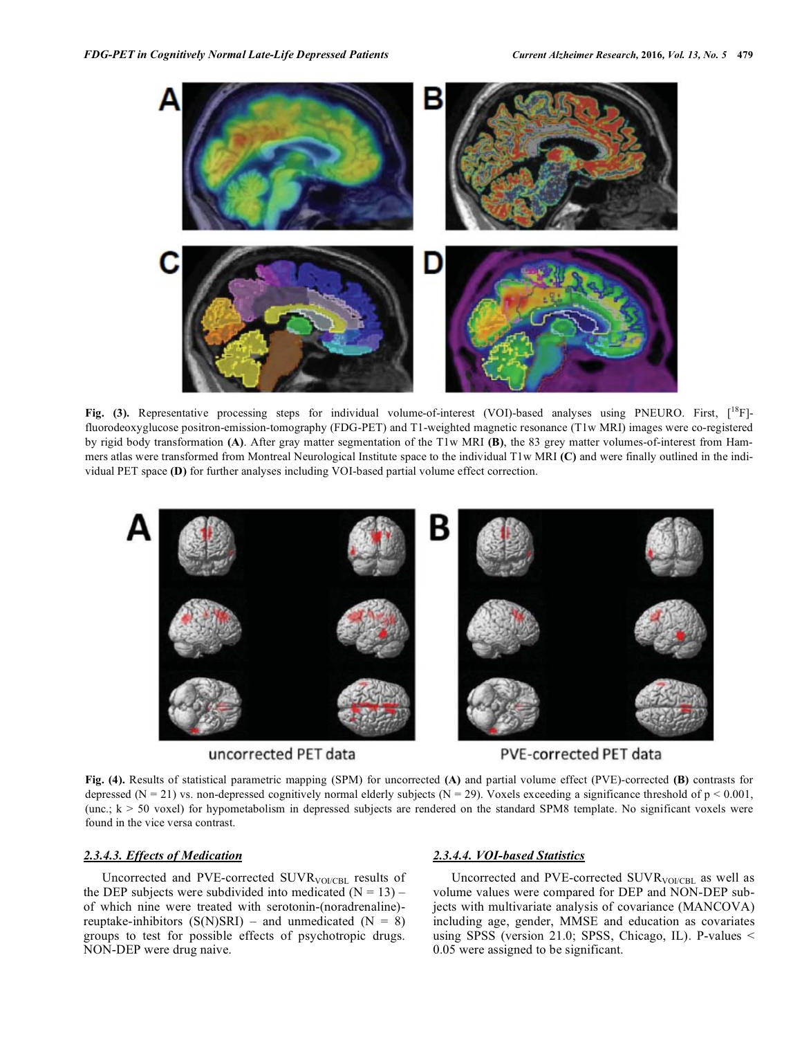**Fig. (3).** Representative processing steps for individual volume-of-interest (VOI)-based analyses using PNEURO. First, [$^{18}$F]-fluorodeoxyglucose positron-emission-tomography (FDG-PET) and T1-weighted magnetic resonance (T1w MRI) images were co-registered by rigid body transformation **(A)**. After gray matter segmentation of the T1w MRI **(B)**, the 83 grey matter volumes-of-interest from Hammers atlas were transformed from Montreal Neurological Institute space to the individual T1w MRI **(C)** and were finally outlined in the individual PET space **(D)** for further analyses including VOI-based partial volume effect correction.

**Fig. (4).** Results of statistical parametric mapping (SPM) for uncorrected **(A)** and partial volume effect (PVE)-corrected **(B)** contrasts for depressed (N = 21) vs. non-depressed cognitively normal elderly subjects (N = 29). Voxels exceeding a significance threshold of $p < 0.001$, (unc.; $k > 50$ voxel) for hypometabolism in depressed subjects are rendered on the standard SPM8 template. No significant voxels were found in the vice versa contrast.

#### 2.3.4.3. Effects of Medication

Uncorrected and PVE-corrected $SUVR_{VOI/CBL}$ results of the DEP subjects were subdivided into medicated (N = 13) – of which nine were treated with serotonin-(noradrenaline)-reuptake-inhibitors (S(N)SRI) – and unmedicated (N = 8) groups to test for possible effects of psychotropic drugs. NON-DEP were drug naive.

#### 2.3.4.4. VOI-based Statistics

Uncorrected and PVE-corrected $SUVR_{VOI/CBL}$ as well as volume values were compared for DEP and NON-DEP subjects with multivariate analysis of covariance (MANCOVA) including age, gender, MMSE and education as covariates using SPSS (version 21.0; SPSS, Chicago, IL). P-values < 0.05 were assigned to be significant.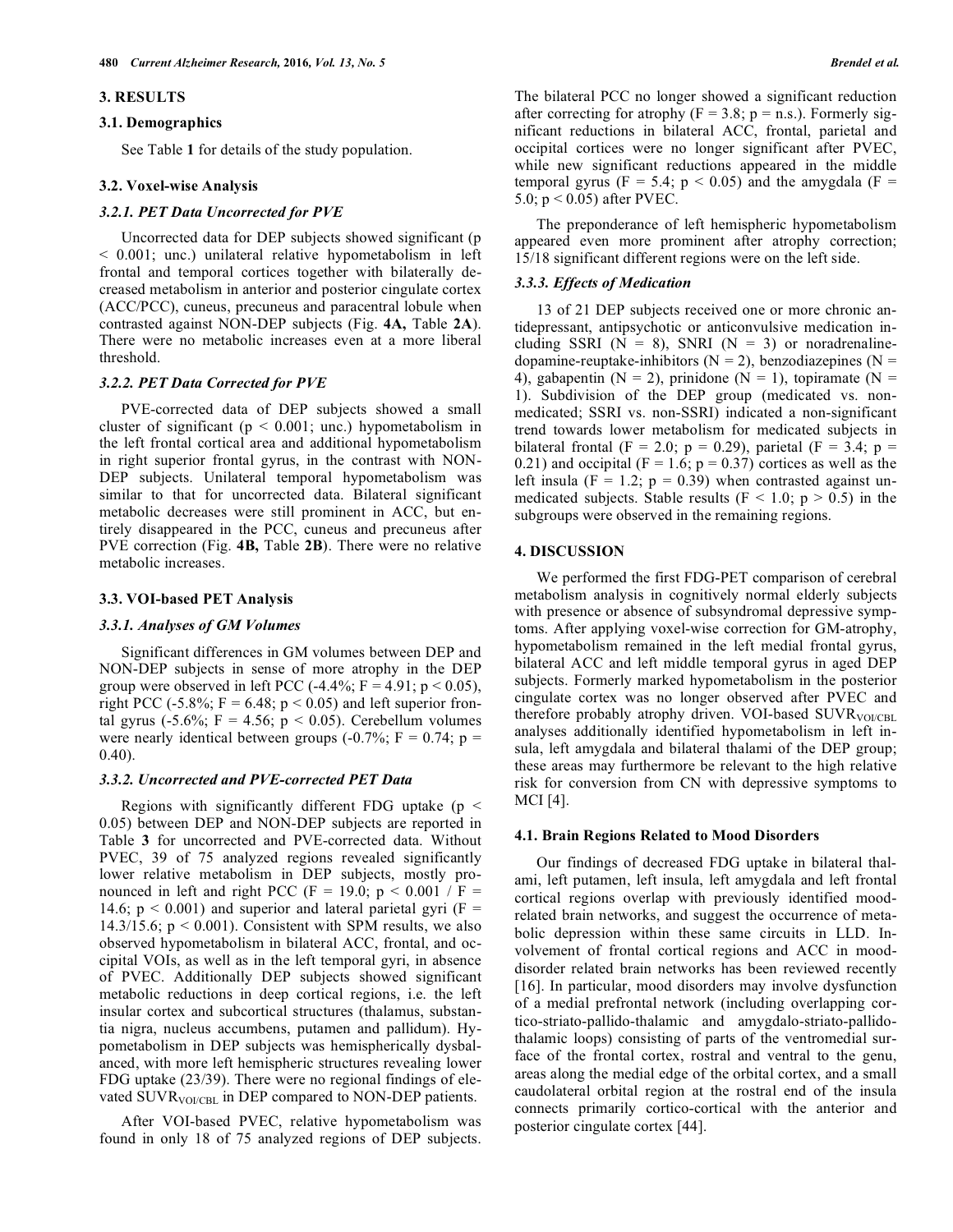## 3. RESULTS

### 3.1. Demographics

See Table **1** for details of the study population.

### 3.2. Voxel-wise Analysis

#### *3.2.1. PET Data Uncorrected for PVE*

Uncorrected data for DEP subjects showed significant ($p < 0.001$; unc.) unilateral relative hypometabolism in left frontal and temporal cortices together with bilaterally decreased metabolism in anterior and posterior cingulate cortex (ACC/PCC), cuneus, precuneus and paracentral lobule when contrasted against NON-DEP subjects (Fig. **4A,** Table **2A**). There were no metabolic increases even at a more liberal threshold.

#### *3.2.2. PET Data Corrected for PVE*

PVE-corrected data of DEP subjects showed a small cluster of significant ($p < 0.001$; unc.) hypometabolism in the left frontal cortical area and additional hypometabolism in right superior frontal gyrus, in the contrast with NON-DEP subjects. Unilateral temporal hypometabolism was similar to that for uncorrected data. Bilateral significant metabolic decreases were still prominent in ACC, but entirely disappeared in the PCC, cuneus and precuneus after PVE correction (Fig. **4B,** Table **2B**). There were no relative metabolic increases.

### 3.3. VOI-based PET Analysis

#### *3.3.1. Analyses of GM Volumes*

Significant differences in GM volumes between DEP and NON-DEP subjects in sense of more atrophy in the DEP group were observed in left PCC (-4.4%; $F = 4.91$; $p < 0.05$), right PCC (-5.8%; $F = 6.48$; $p < 0.05$) and left superior frontal gyrus (-5.6%; $F = 4.56$; $p < 0.05$). Cerebellum volumes were nearly identical between groups (-0.7%; $F = 0.74$; $p = 0.40$).

#### *3.3.2. Uncorrected and PVE-corrected PET Data*

Regions with significantly different FDG uptake ($p < 0.05$) between DEP and NON-DEP subjects are reported in Table **3** for uncorrected and PVE-corrected data. Without PVEC, 39 of 75 analyzed regions revealed significantly lower relative metabolism in DEP subjects, mostly pronounced in left and right PCC ($F = 19.0$; $p < 0.001$ / $F = 14.6$; $p < 0.001$) and superior and lateral parietal gyri ($F = 14.3/15.6$; $p < 0.001$). Consistent with SPM results, we also observed hypometabolism in bilateral ACC, frontal, and occipital VOIs, as well as in the left temporal gyri, in absence of PVEC. Additionally DEP subjects showed significant metabolic reductions in deep cortical regions, i.e. the left insular cortex and subcortical structures (thalamus, substantia nigra, nucleus accumbens, putamen and pallidum). Hypometabolism in DEP subjects was hemispherically dysbalanced, with more left hemispheric structures revealing lower FDG uptake (23/39). There were no regional findings of elevated $SUVR_{VOI/CBL}$ in DEP compared to NON-DEP patients.

After VOI-based PVEC, relative hypometabolism was found in only 18 of 75 analyzed regions of DEP subjects. The bilateral PCC no longer showed a significant reduction after correcting for atrophy ($F = 3.8$; p = n.s.). Formerly significant reductions in bilateral ACC, frontal, parietal and occipital cortices were no longer significant after PVEC, while new significant reductions appeared in the middle temporal gyrus ($F = 5.4$; $p < 0.05$) and the amygdala ($F = 5.0$; $p < 0.05$) after PVEC.

The preponderance of left hemispheric hypometabolism appeared even more prominent after atrophy correction; 15/18 significant different regions were on the left side.

#### *3.3.3. Effects of Medication*

13 of 21 DEP subjects received one or more chronic antidepressant, antipsychotic or anticonvulsive medication including SSRI ($N = 8$), SNRI ($N = 3$) or noradrenaline-dopamine-reuptake-inhibitors ($N = 2$), benzodiazepines ($N = 4$), gabapentin ($N = 2$), prinidone ($N = 1$), topiramate ($N = 1$). Subdivision of the DEP group (medicated vs. non-medicated; SSRI vs. non-SSRI) indicated a non-significant trend towards lower metabolism for medicated subjects in bilateral frontal ($F = 2.0$; $p = 0.29$), parietal ($F = 3.4$; $p = 0.21$) and occipital ($F = 1.6$; $p = 0.37$) cortices as well as the left insula ($F = 1.2$; $p = 0.39$) when contrasted against unmedicated subjects. Stable results ($F < 1.0$; $p > 0.5$) in the subgroups were observed in the remaining regions.

## 4. DISCUSSION

We performed the first FDG-PET comparison of cerebral metabolism analysis in cognitively normal elderly subjects with presence or absence of subsyndromal depressive symptoms. After applying voxel-wise correction for GM-atrophy, hypometabolism remained in the left medial frontal gyrus, bilateral ACC and left middle temporal gyrus in aged DEP subjects. Formerly marked hypometabolism in the posterior cingulate cortex was no longer observed after PVEC and therefore probably atrophy driven. VOI-based $SUVR_{VOI/CBL}$ analyses additionally identified hypometabolism in left insula, left amygdala and bilateral thalami of the DEP group; these areas may furthermore be relevant to the high relative risk for conversion from CN with depressive symptoms to MCI [4].

### 4.1. Brain Regions Related to Mood Disorders

Our findings of decreased FDG uptake in bilateral thalami, left putamen, left insula, left amygdala and left frontal cortical regions overlap with previously identified mood-related brain networks, and suggest the occurrence of metabolic depression within these same circuits in LLD. Involvement of frontal cortical regions and ACC in mood-disorder related brain networks has been reviewed recently [16]. In particular, mood disorders may involve dysfunction of a medial prefrontal network (including overlapping cortico-striato-pallido-thalamic and amygdalo-striato-pallido-thalamic loops) consisting of parts of the ventromedial surface of the frontal cortex, rostral and ventral to the genu, areas along the medial edge of the orbital cortex, and a small caudolateral orbital region at the rostral end of the insula connects primarily cortico-cortical with the anterior and posterior cingulate cortex [44].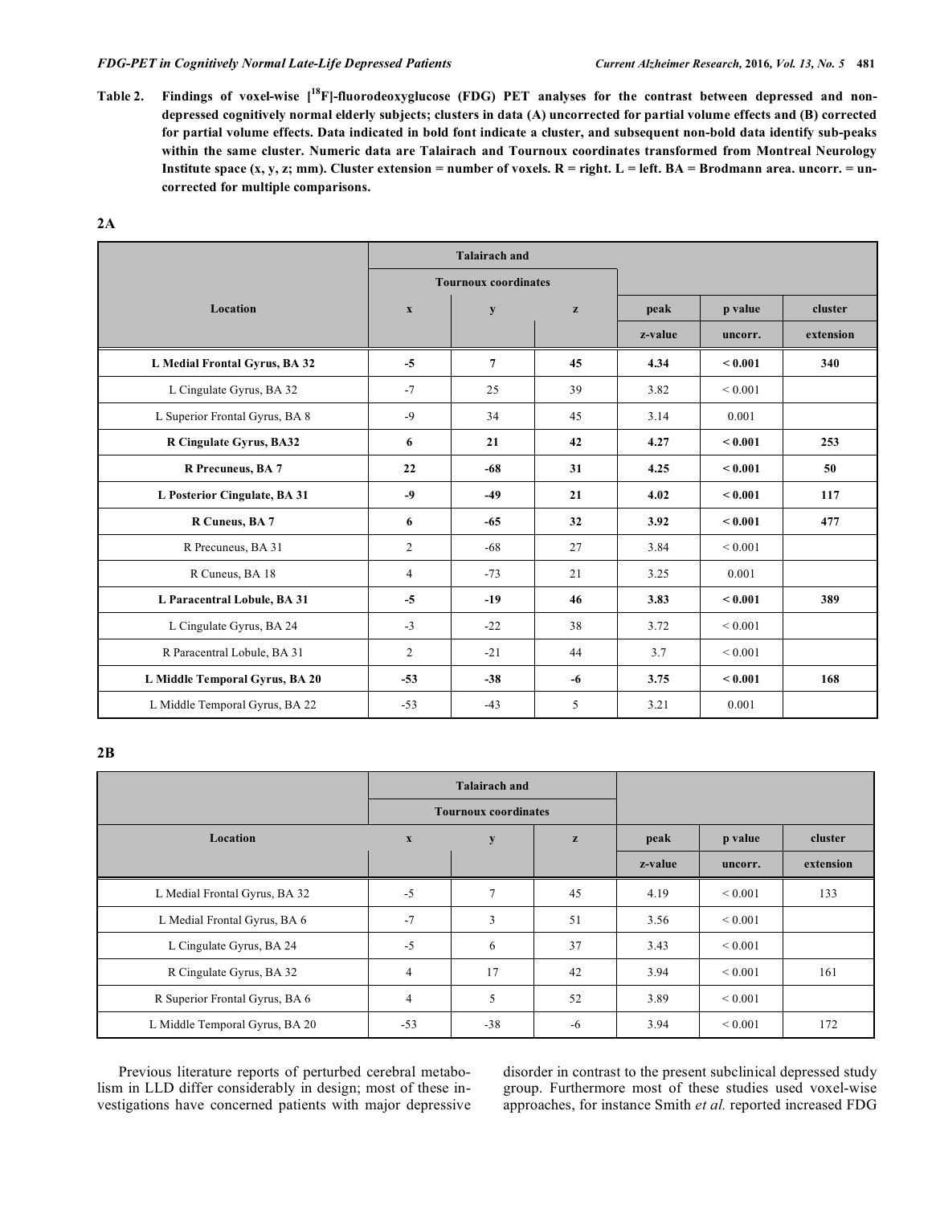**Table 2. Findings of voxel-wise [$^{18}$F]-fluorodeoxyglucose (FDG) PET analyses for the contrast between depressed and non-depressed cognitively normal elderly subjects; clusters in data (A) uncorrected for partial volume effects and (B) corrected for partial volume effects. Data indicated in bold font indicate a cluster, and subsequent non-bold data identify sub-peaks within the same cluster. Numeric data are Talairach and Tournoux coordinates transformed from Montreal Neurology Institute space (x, y, z; mm). Cluster extension = number of voxels. R = right. L = left. BA = Brodmann area. uncorr. = uncorrected for multiple comparisons.**

**2A**

| Location | Talairach and Tournoux coordinates x | y | z | peak z-value | p value uncorr. | cluster extension |
|---|---|---|---|---|---|---|
| **L Medial Frontal Gyrus, BA 32** | **-5** | **7** | **45** | **4.34** | **< 0.001** | **340** |
| L Cingulate Gyrus, BA 32 | -7 | 25 | 39 | 3.82 | < 0.001 | |
| L Superior Frontal Gyrus, BA 8 | -9 | 34 | 45 | 3.14 | 0.001 | |
| **R Cingulate Gyrus, BA32** | **6** | **21** | **42** | **4.27** | **< 0.001** | **253** |
| **R Precuneus, BA 7** | **22** | **-68** | **31** | **4.25** | **< 0.001** | **50** |
| **L Posterior Cingulate, BA 31** | **-9** | **-49** | **21** | **4.02** | **< 0.001** | **117** |
| **R Cuneus, BA 7** | **6** | **-65** | **32** | **3.92** | **< 0.001** | **477** |
| R Precuneus, BA 31 | 2 | -68 | 27 | 3.84 | < 0.001 | |
| R Cuneus, BA 18 | 4 | -73 | 21 | 3.25 | 0.001 | |
| **L Paracentral Lobule, BA 31** | **-5** | **-19** | **46** | **3.83** | **< 0.001** | **389** |
| L Cingulate Gyrus, BA 24 | -3 | -22 | 38 | 3.72 | < 0.001 | |
| R Paracentral Lobule, BA 31 | 2 | -21 | 44 | 3.7 | < 0.001 | |
| **L Middle Temporal Gyrus, BA 20** | **-53** | **-38** | **-6** | **3.75** | **< 0.001** | **168** |
| L Middle Temporal Gyrus, BA 22 | -53 | -43 | 5 | 3.21 | 0.001 | |

**2B**

| Location | Talairach and Tournoux coordinates x | y | z | peak z-value | p value uncorr. | cluster extension |
|---|---|---|---|---|---|---|
| L Medial Frontal Gyrus, BA 32 | -5 | 7 | 45 | 4.19 | < 0.001 | 133 |
| L Medial Frontal Gyrus, BA 6 | -7 | 3 | 51 | 3.56 | < 0.001 | |
| L Cingulate Gyrus, BA 24 | -5 | 6 | 37 | 3.43 | < 0.001 | |
| R Cingulate Gyrus, BA 32 | 4 | 17 | 42 | 3.94 | < 0.001 | 161 |
| R Superior Frontal Gyrus, BA 6 | 4 | 5 | 52 | 3.89 | < 0.001 | |
| L Middle Temporal Gyrus, BA 20 | -53 | -38 | -6 | 3.94 | < 0.001 | 172 |

Previous literature reports of perturbed cerebral metabolism in LLD differ considerably in design; most of these investigations have concerned patients with major depressive disorder in contrast to the present subclinical depressed study group. Furthermore most of these studies used voxel-wise approaches, for instance Smith *et al.* reported increased FDG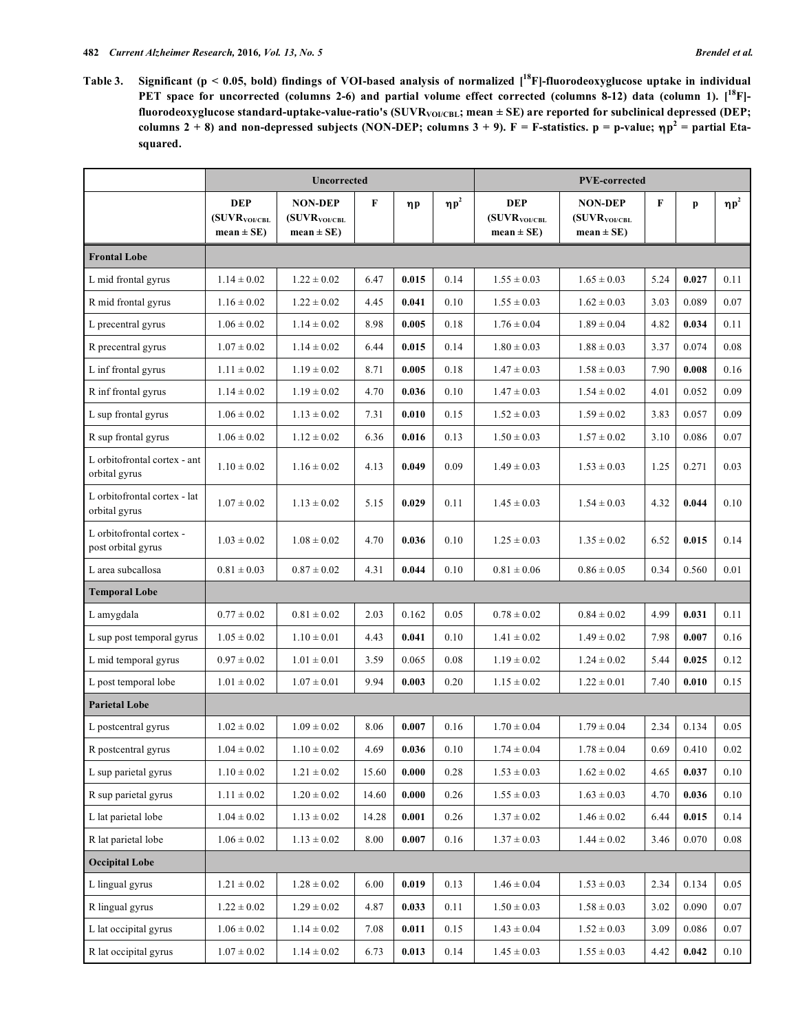**Table 3. Significant ($p < 0.05$, bold) findings of VOI-based analysis of normalized [$^{18}$F]-fluorodeoxyglucose uptake in individual PET space for uncorrected (columns 2-6) and partial volume effect corrected (columns 8-12) data (column 1). [$^{18}$F]-fluorodeoxyglucose standard-uptake-value-ratio's ($SUVR_{VOI/CBL}$; mean ± SE) are reported for subclinical depressed (DEP; columns 2 + 8) and non-depressed subjects (NON-DEP; columns 3 + 9). F = F-statistics. p = p-value; $\eta p^2$ = partial Eta-squared.**

| | Uncorrected | | | | | PVE-corrected | | | | |
|---|---|---|---|---|---|---|---|---|---|---|
| | DEP ($SUVR_{VOI/CBL}$ mean ± SE) | NON-DEP ($SUVR_{VOI/CBL}$ mean ± SE) | F | ηp | $\eta p^2$ | DEP ($SUVR_{VOI/CBL}$ mean ± SE) | NON-DEP ($SUVR_{VOI/CBL}$ mean ± SE) | F | p | $\eta p^2$ |
| **Frontal Lobe** | | | | | | | | | | |
| L mid frontal gyrus | 1.14 ± 0.02 | 1.22 ± 0.02 | 6.47 | **0.015** | 0.14 | 1.55 ± 0.03 | 1.65 ± 0.03 | 5.24 | **0.027** | 0.11 |
| R mid frontal gyrus | 1.16 ± 0.02 | 1.22 ± 0.02 | 4.45 | **0.041** | 0.10 | 1.55 ± 0.03 | 1.62 ± 0.03 | 3.03 | 0.089 | 0.07 |
| L precentral gyrus | 1.06 ± 0.02 | 1.14 ± 0.02 | 8.98 | **0.005** | 0.18 | 1.76 ± 0.04 | 1.89 ± 0.04 | 4.82 | **0.034** | 0.11 |
| R precentral gyrus | 1.07 ± 0.02 | 1.14 ± 0.02 | 6.44 | **0.015** | 0.14 | 1.80 ± 0.03 | 1.88 ± 0.03 | 3.37 | 0.074 | 0.08 |
| L inf frontal gyrus | 1.11 ± 0.02 | 1.19 ± 0.02 | 8.71 | **0.005** | 0.18 | 1.47 ± 0.03 | 1.58 ± 0.03 | 7.90 | **0.008** | 0.16 |
| R inf frontal gyrus | 1.14 ± 0.02 | 1.19 ± 0.02 | 4.70 | **0.036** | 0.10 | 1.47 ± 0.03 | 1.54 ± 0.02 | 4.01 | 0.052 | 0.09 |
| L sup frontal gyrus | 1.06 ± 0.02 | 1.13 ± 0.02 | 7.31 | **0.010** | 0.15 | 1.52 ± 0.03 | 1.59 ± 0.02 | 3.83 | 0.057 | 0.09 |
| R sup frontal gyrus | 1.06 ± 0.02 | 1.12 ± 0.02 | 6.36 | **0.016** | 0.13 | 1.50 ± 0.03 | 1.57 ± 0.02 | 3.10 | 0.086 | 0.07 |
| L orbitofrontal cortex - ant orbital gyrus | 1.10 ± 0.02 | 1.16 ± 0.02 | 4.13 | **0.049** | 0.09 | 1.49 ± 0.03 | 1.53 ± 0.03 | 1.25 | 0.271 | 0.03 |
| L orbitofrontal cortex - lat orbital gyrus | 1.07 ± 0.02 | 1.13 ± 0.02 | 5.15 | **0.029** | 0.11 | 1.45 ± 0.03 | 1.54 ± 0.03 | 4.32 | **0.044** | 0.10 |
| L orbitofrontal cortex - post orbital gyrus | 1.03 ± 0.02 | 1.08 ± 0.02 | 4.70 | **0.036** | 0.10 | 1.25 ± 0.03 | 1.35 ± 0.02 | 6.52 | **0.015** | 0.14 |
| L area subcallosa | 0.81 ± 0.03 | 0.87 ± 0.02 | 4.31 | **0.044** | 0.10 | 0.81 ± 0.06 | 0.86 ± 0.05 | 0.34 | 0.560 | 0.01 |
| **Temporal Lobe** | | | | | | | | | | |
| L amygdala | 0.77 ± 0.02 | 0.81 ± 0.02 | 2.03 | 0.162 | 0.05 | 0.78 ± 0.02 | 0.84 ± 0.02 | 4.99 | **0.031** | 0.11 |
| L sup post temporal gyrus | 1.05 ± 0.02 | 1.10 ± 0.01 | 4.43 | **0.041** | 0.10 | 1.41 ± 0.02 | 1.49 ± 0.02 | 7.98 | **0.007** | 0.16 |
| L mid temporal gyrus | 0.97 ± 0.02 | 1.01 ± 0.01 | 3.59 | 0.065 | 0.08 | 1.19 ± 0.02 | 1.24 ± 0.02 | 5.44 | **0.025** | 0.12 |
| L post temporal lobe | 1.01 ± 0.02 | 1.07 ± 0.01 | 9.94 | **0.003** | 0.20 | 1.15 ± 0.02 | 1.22 ± 0.01 | 7.40 | **0.010** | 0.15 |
| **Parietal Lobe** | | | | | | | | | | |
| L postcentral gyrus | 1.02 ± 0.02 | 1.09 ± 0.02 | 8.06 | **0.007** | 0.16 | 1.70 ± 0.04 | 1.79 ± 0.04 | 2.34 | 0.134 | 0.05 |
| R postcentral gyrus | 1.04 ± 0.02 | 1.10 ± 0.02 | 4.69 | **0.036** | 0.10 | 1.74 ± 0.04 | 1.78 ± 0.04 | 0.69 | 0.410 | 0.02 |
| L sup parietal gyrus | 1.10 ± 0.02 | 1.21 ± 0.02 | 15.60 | **0.000** | 0.28 | 1.53 ± 0.03 | 1.62 ± 0.02 | 4.65 | **0.037** | 0.10 |
| R sup parietal gyrus | 1.11 ± 0.02 | 1.20 ± 0.02 | 14.60 | **0.000** | 0.26 | 1.55 ± 0.03 | 1.63 ± 0.03 | 4.70 | **0.036** | 0.10 |
| L lat parietal lobe | 1.04 ± 0.02 | 1.13 ± 0.02 | 14.28 | **0.001** | 0.26 | 1.37 ± 0.02 | 1.46 ± 0.02 | 6.44 | **0.015** | 0.14 |
| R lat parietal lobe | 1.06 ± 0.02 | 1.13 ± 0.02 | 8.00 | **0.007** | 0.16 | 1.37 ± 0.03 | 1.44 ± 0.02 | 3.46 | 0.070 | 0.08 |
| **Occipital Lobe** | | | | | | | | | | |
| L lingual gyrus | 1.21 ± 0.02 | 1.28 ± 0.02 | 6.00 | **0.019** | 0.13 | 1.46 ± 0.04 | 1.53 ± 0.03 | 2.34 | 0.134 | 0.05 |
| R lingual gyrus | 1.22 ± 0.02 | 1.29 ± 0.02 | 4.87 | **0.033** | 0.11 | 1.50 ± 0.03 | 1.58 ± 0.03 | 3.02 | 0.090 | 0.07 |
| L lat occipital gyrus | 1.06 ± 0.02 | 1.14 ± 0.02 | 7.08 | **0.011** | 0.15 | 1.43 ± 0.04 | 1.52 ± 0.03 | 3.09 | 0.086 | 0.07 |
| R lat occipital gyrus | 1.07 ± 0.02 | 1.14 ± 0.02 | 6.73 | **0.013** | 0.14 | 1.45 ± 0.03 | 1.55 ± 0.03 | 4.42 | **0.042** | 0.10 |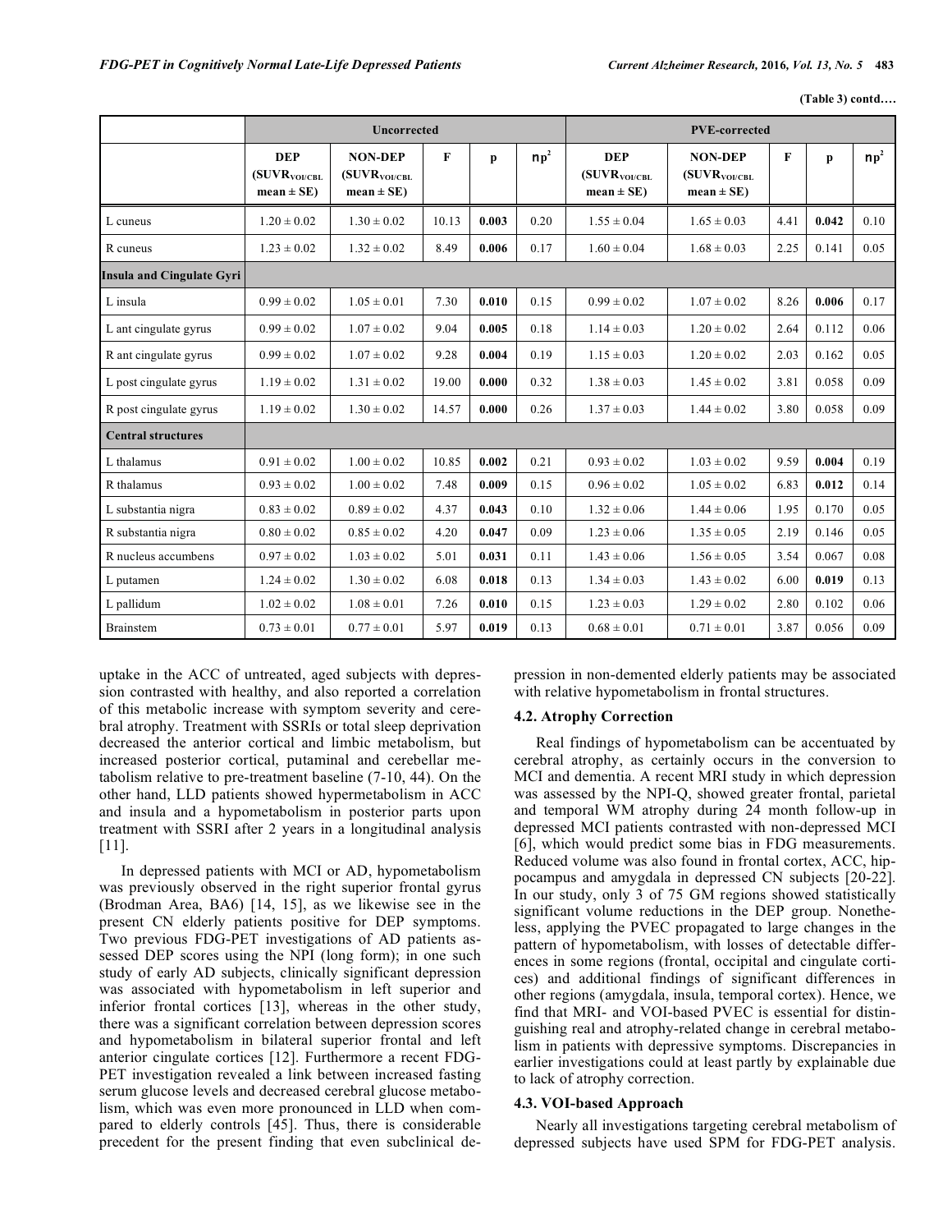**(Table 3) contd….**

| | Uncorrected | | | | | PVE-corrected | | | | |
|---|---|---|---|---|---|---|---|---|---|---|
| | DEP ($SUVR_{VOI/CBL}$ mean ± SE) | NON-DEP ($SUVR_{VOI/CBL}$ mean ± SE) | F | p | $\eta p^2$ | DEP ($SUVR_{VOI/CBL}$ mean ± SE) | NON-DEP ($SUVR_{VOI/CBL}$ mean ± SE) | F | p | $\eta p^2$ |
| L cuneus | 1.20 ± 0.02 | 1.30 ± 0.02 | 10.13 | **0.003** | 0.20 | 1.55 ± 0.04 | 1.65 ± 0.03 | 4.41 | **0.042** | 0.10 |
| R cuneus | 1.23 ± 0.02 | 1.32 ± 0.02 | 8.49 | **0.006** | 0.17 | 1.60 ± 0.04 | 1.68 ± 0.03 | 2.25 | 0.141 | 0.05 |
| **Insula and Cingulate Gyri** | | | | | | | | | | |
| L insula | 0.99 ± 0.02 | 1.05 ± 0.01 | 7.30 | **0.010** | 0.15 | 0.99 ± 0.02 | 1.07 ± 0.02 | 8.26 | **0.006** | 0.17 |
| L ant cingulate gyrus | 0.99 ± 0.02 | 1.07 ± 0.02 | 9.04 | **0.005** | 0.18 | 1.14 ± 0.03 | 1.20 ± 0.02 | 2.64 | 0.112 | 0.06 |
| R ant cingulate gyrus | 0.99 ± 0.02 | 1.07 ± 0.02 | 9.28 | **0.004** | 0.19 | 1.15 ± 0.03 | 1.20 ± 0.02 | 2.03 | 0.162 | 0.05 |
| L post cingulate gyrus | 1.19 ± 0.02 | 1.31 ± 0.02 | 19.00 | **0.000** | 0.32 | 1.38 ± 0.03 | 1.45 ± 0.02 | 3.81 | 0.058 | 0.09 |
| R post cingulate gyrus | 1.19 ± 0.02 | 1.30 ± 0.02 | 14.57 | **0.000** | 0.26 | 1.37 ± 0.03 | 1.44 ± 0.02 | 3.80 | 0.058 | 0.09 |
| **Central structures** | | | | | | | | | | |
| L thalamus | 0.91 ± 0.02 | 1.00 ± 0.02 | 10.85 | **0.002** | 0.21 | 0.93 ± 0.02 | 1.03 ± 0.02 | 9.59 | **0.004** | 0.19 |
| R thalamus | 0.93 ± 0.02 | 1.00 ± 0.02 | 7.48 | **0.009** | 0.15 | 0.96 ± 0.02 | 1.05 ± 0.02 | 6.83 | **0.012** | 0.14 |
| L substantia nigra | 0.83 ± 0.02 | 0.89 ± 0.02 | 4.37 | **0.043** | 0.10 | 1.32 ± 0.06 | 1.44 ± 0.06 | 1.95 | 0.170 | 0.05 |
| R substantia nigra | 0.80 ± 0.02 | 0.85 ± 0.02 | 4.20 | **0.047** | 0.09 | 1.23 ± 0.06 | 1.35 ± 0.05 | 2.19 | 0.146 | 0.05 |
| R nucleus accumbens | 0.97 ± 0.02 | 1.03 ± 0.02 | 5.01 | **0.031** | 0.11 | 1.43 ± 0.06 | 1.56 ± 0.05 | 3.54 | 0.067 | 0.08 |
| L putamen | 1.24 ± 0.02 | 1.30 ± 0.02 | 6.08 | **0.018** | 0.13 | 1.34 ± 0.03 | 1.43 ± 0.02 | 6.00 | **0.019** | 0.13 |
| L pallidum | 1.02 ± 0.02 | 1.08 ± 0.01 | 7.26 | **0.010** | 0.15 | 1.23 ± 0.03 | 1.29 ± 0.02 | 2.80 | 0.102 | 0.06 |
| Brainstem | 0.73 ± 0.01 | 0.77 ± 0.01 | 5.97 | **0.019** | 0.13 | 0.68 ± 0.01 | 0.71 ± 0.01 | 3.87 | 0.056 | 0.09 |

uptake in the ACC of untreated, aged subjects with depression contrasted with healthy, and also reported a correlation of this metabolic increase with symptom severity and cerebral atrophy. Treatment with SSRIs or total sleep deprivation decreased the anterior cortical and limbic metabolism, but increased posterior cortical, putaminal and cerebellar metabolism relative to pre-treatment baseline (7-10, 44). On the other hand, LLD patients showed hypermetabolism in ACC and insula and a hypometabolism in posterior parts upon treatment with SSRI after 2 years in a longitudinal analysis [11].

In depressed patients with MCI or AD, hypometabolism was previously observed in the right superior frontal gyrus (Brodman Area, BA6) [14, 15], as we likewise see in the present CN elderly patients positive for DEP symptoms. Two previous FDG-PET investigations of AD patients assessed DEP scores using the NPI (long form); in one such study of early AD subjects, clinically significant depression was associated with hypometabolism in left superior and inferior frontal cortices [13], whereas in the other study, there was a significant correlation between depression scores and hypometabolism in bilateral superior frontal and left anterior cingulate cortices [12]. Furthermore a recent FDG-PET investigation revealed a link between increased fasting serum glucose levels and decreased cerebral glucose metabolism, which was even more pronounced in LLD when compared to elderly controls [45]. Thus, there is considerable precedent for the present finding that even subclinical depression in non-demented elderly patients may be associated with relative hypometabolism in frontal structures.

### 4.2. Atrophy Correction

Real findings of hypometabolism can be accentuated by cerebral atrophy, as certainly occurs in the conversion to MCI and dementia. A recent MRI study in which depression was assessed by the NPI-Q, showed greater frontal, parietal and temporal WM atrophy during 24 month follow-up in depressed MCI patients contrasted with non-depressed MCI [6], which would predict some bias in FDG measurements. Reduced volume was also found in frontal cortex, ACC, hippocampus and amygdala in depressed CN subjects [20-22]. In our study, only 3 of 75 GM regions showed statistically significant volume reductions in the DEP group. Nonetheless, applying the PVEC propagated to large changes in the pattern of hypometabolism, with losses of detectable differences in some regions (frontal, occipital and cingulate cortices) and additional findings of significant differences in other regions (amygdala, insula, temporal cortex). Hence, we find that MRI- and VOI-based PVEC is essential for distinguishing real and atrophy-related change in cerebral metabolism in patients with depressive symptoms. Discrepancies in earlier investigations could at least partly by explainable due to lack of atrophy correction.

### 4.3. VOI-based Approach

Nearly all investigations targeting cerebral metabolism of depressed subjects have used SPM for FDG-PET analysis.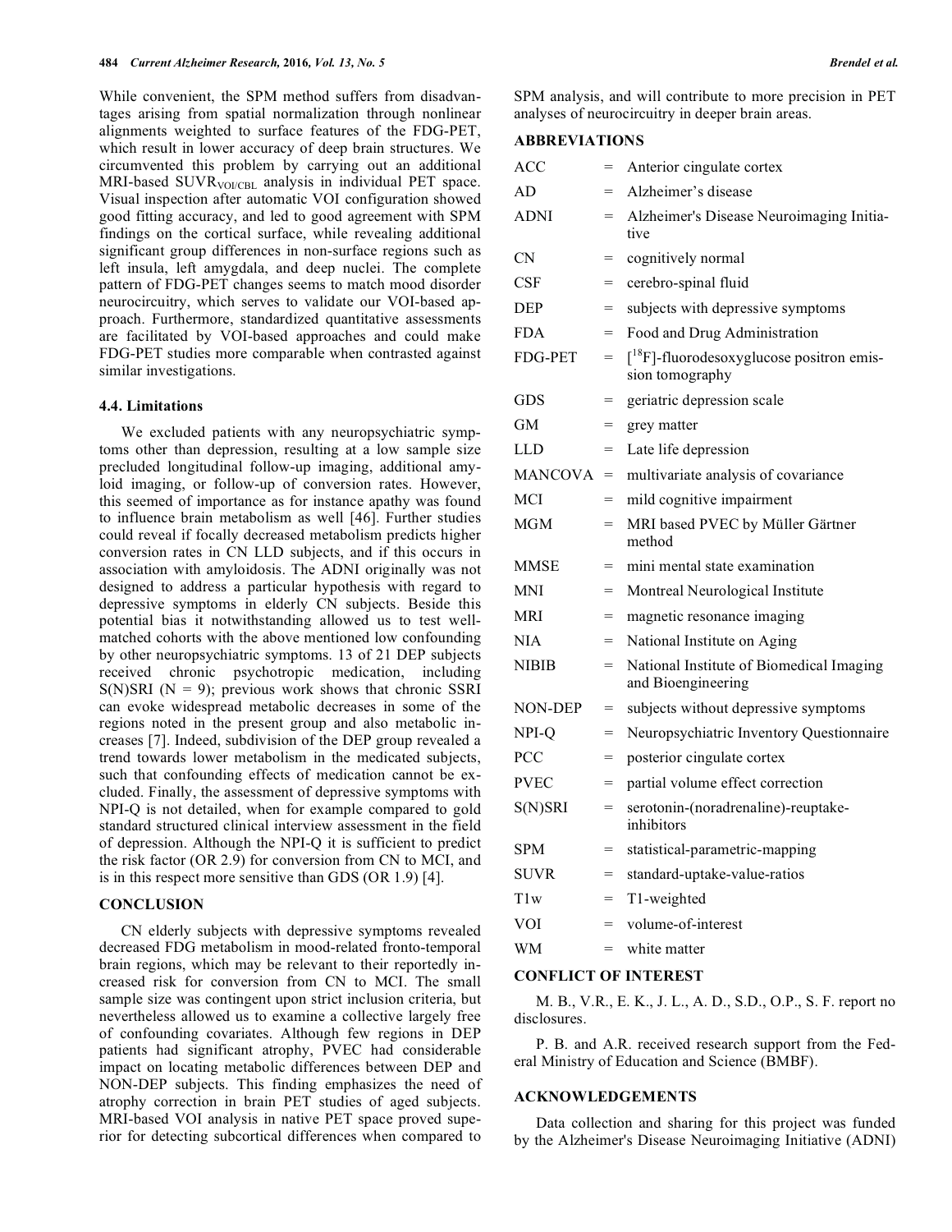While convenient, the SPM method suffers from disadvantages arising from spatial normalization through nonlinear alignments weighted to surface features of the FDG-PET, which result in lower accuracy of deep brain structures. We circumvented this problem by carrying out an additional MRI-based $SUVR_{VOI/CBL}$ analysis in individual PET space. Visual inspection after automatic VOI configuration showed good fitting accuracy, and led to good agreement with SPM findings on the cortical surface, while revealing additional significant group differences in non-surface regions such as left insula, left amygdala, and deep nuclei. The complete pattern of FDG-PET changes seems to match mood disorder neurocircuitry, which serves to validate our VOI-based approach. Furthermore, standardized quantitative assessments are facilitated by VOI-based approaches and could make FDG-PET studies more comparable when contrasted against similar investigations.

### 4.4. Limitations

We excluded patients with any neuropsychiatric symptoms other than depression, resulting at a low sample size precluded longitudinal follow-up imaging, additional amyloid imaging, or follow-up of conversion rates. However, this seemed of importance as for instance apathy was found to influence brain metabolism as well [46]. Further studies could reveal if focally decreased metabolism predicts higher conversion rates in CN LLD subjects, and if this occurs in association with amyloidosis. The ADNI originally was not designed to address a particular hypothesis with regard to depressive symptoms in elderly CN subjects. Beside this potential bias it notwithstanding allowed us to test well-matched cohorts with the above mentioned low confounding by other neuropsychiatric symptoms. 13 of 21 DEP subjects received chronic psychotropic medication, including S(N)SRI (N = 9); previous work shows that chronic SSRI can evoke widespread metabolic decreases in some of the regions noted in the present group and also metabolic increases [7]. Indeed, subdivision of the DEP group revealed a trend towards lower metabolism in the medicated subjects, such that confounding effects of medication cannot be excluded. Finally, the assessment of depressive symptoms with NPI-Q is not detailed, when for example compared to gold standard structured clinical interview assessment in the field of depression. Although the NPI-Q it is sufficient to predict the risk factor (OR 2.9) for conversion from CN to MCI, and is in this respect more sensitive than GDS (OR 1.9) [4].

## CONCLUSION

CN elderly subjects with depressive symptoms revealed decreased FDG metabolism in mood-related fronto-temporal brain regions, which may be relevant to their reportedly increased risk for conversion from CN to MCI. The small sample size was contingent upon strict inclusion criteria, but nevertheless allowed us to examine a collective largely free of confounding covariates. Although few regions in DEP patients had significant atrophy, PVEC had considerable impact on locating metabolic differences between DEP and NON-DEP subjects. This finding emphasizes the need of atrophy correction in brain PET studies of aged subjects. MRI-based VOI analysis in native PET space proved superior for detecting subcortical differences when compared to SPM analysis, and will contribute to more precision in PET analyses of neurocircuitry in deeper brain areas.

## ABBREVIATIONS

| | | |
|---|---|---|
| ACC | = | Anterior cingulate cortex |
| AD | = | Alzheimer's disease |
| ADNI | = | Alzheimer's Disease Neuroimaging Initiative |
| CN | = | cognitively normal |
| CSF | = | cerebro-spinal fluid |
| DEP | = | subjects with depressive symptoms |
| FDA | = | Food and Drug Administration |
| FDG-PET | = | [$^{18}$F]-fluorodesoxyglucose positron emission tomography |
| GDS | = | geriatric depression scale |
| GM | = | grey matter |
| LLD | = | Late life depression |
| MANCOVA | = | multivariate analysis of covariance |
| MCI | = | mild cognitive impairment |
| MGM | = | MRI based PVEC by Müller Gärtner method |
| MMSE | = | mini mental state examination |
| MNI | = | Montreal Neurological Institute |
| MRI | = | magnetic resonance imaging |
| NIA | = | National Institute on Aging |
| NIBIB | = | National Institute of Biomedical Imaging and Bioengineering |
| NON-DEP | = | subjects without depressive symptoms |
| NPI-Q | = | Neuropsychiatric Inventory Questionnaire |
| PCC | = | posterior cingulate cortex |
| PVEC | = | partial volume effect correction |
| S(N)SRI | = | serotonin-(noradrenaline)-reuptake-inhibitors |
| SPM | = | statistical-parametric-mapping |
| SUVR | = | standard-uptake-value-ratios |
| T1w | = | T1-weighted |
| VOI | = | volume-of-interest |
| WM | = | white matter |

## CONFLICT OF INTEREST

M. B., V.R., E. K., J. L., A. D., S.D., O.P., S. F. report no disclosures.

P. B. and A.R. received research support from the Federal Ministry of Education and Science (BMBF).

## ACKNOWLEDGEMENTS

Data collection and sharing for this project was funded by the Alzheimer's Disease Neuroimaging Initiative (ADNI)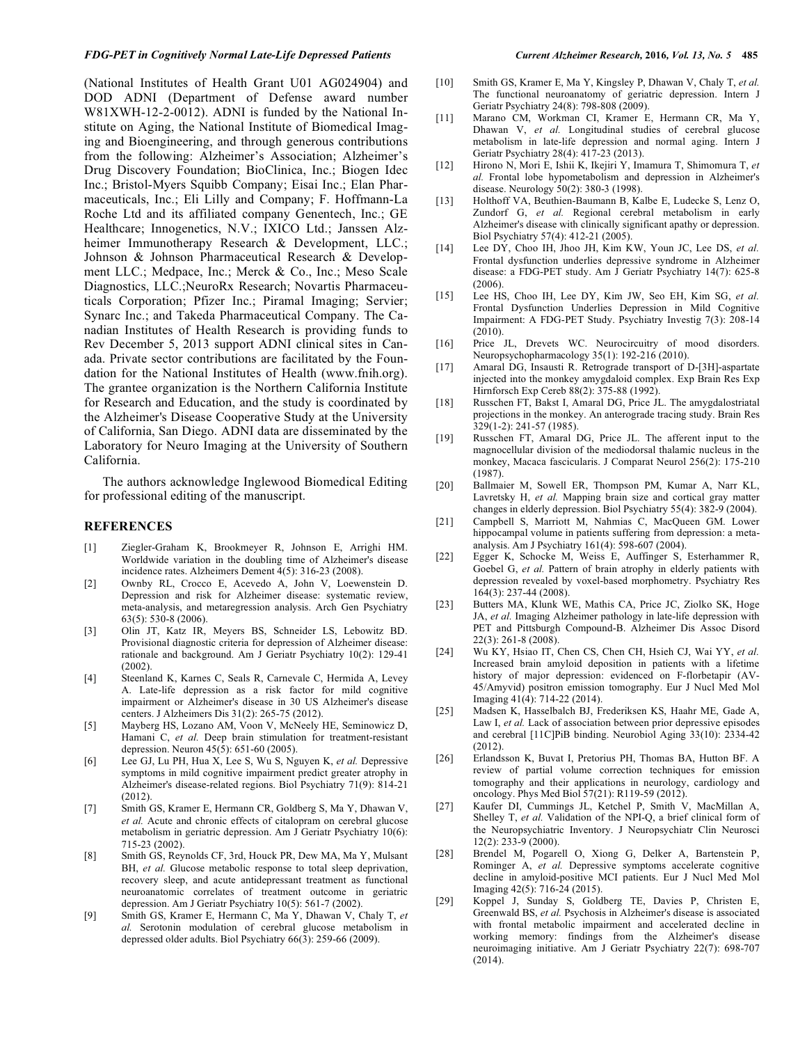(National Institutes of Health Grant U01 AG024904) and DOD ADNI (Department of Defense award number W81XWH-12-2-0012). ADNI is funded by the National Institute on Aging, the National Institute of Biomedical Imaging and Bioengineering, and through generous contributions from the following: Alzheimer's Association; Alzheimer's Drug Discovery Foundation; BioClinica, Inc.; Biogen Idec Inc.; Bristol-Myers Squibb Company; Eisai Inc.; Elan Pharmaceuticals, Inc.; Eli Lilly and Company; F. Hoffmann-La Roche Ltd and its affiliated company Genentech, Inc.; GE Healthcare; Innogenetics, N.V.; IXICO Ltd.; Janssen Alzheimer Immunotherapy Research & Development, LLC.; Johnson & Johnson Pharmaceutical Research & Development LLC.; Medpace, Inc.; Merck & Co., Inc.; Meso Scale Diagnostics, LLC.;NeuroRx Research; Novartis Pharmaceuticals Corporation; Pfizer Inc.; Piramal Imaging; Servier; Synarc Inc.; and Takeda Pharmaceutical Company. The Canadian Institutes of Health Research is providing funds to Rev December 5, 2013 support ADNI clinical sites in Canada. Private sector contributions are facilitated by the Foundation for the National Institutes of Health (www.fnih.org). The grantee organization is the Northern California Institute for Research and Education, and the study is coordinated by the Alzheimer's Disease Cooperative Study at the University of California, San Diego. ADNI data are disseminated by the Laboratory for Neuro Imaging at the University of Southern California.

The authors acknowledge Inglewood Biomedical Editing for professional editing of the manuscript.

## REFERENCES

[1] Ziegler-Graham K, Brookmeyer R, Johnson E, Arrighi HM. Worldwide variation in the doubling time of Alzheimer's disease incidence rates. Alzheimers Dement 4(5): 316-23 (2008).

[2] Ownby RL, Crocco E, Acevedo A, John V, Loewenstein D. Depression and risk for Alzheimer disease: systematic review, meta-analysis, and metaregression analysis. Arch Gen Psychiatry 63(5): 530-8 (2006).

[3] Olin JT, Katz IR, Meyers BS, Schneider LS, Lebowitz BD. Provisional diagnostic criteria for depression of Alzheimer disease: rationale and background. Am J Geriatr Psychiatry 10(2): 129-41 (2002).

[4] Steenland K, Karnes C, Seals R, Carnevale C, Hermida A, Levey A. Late-life depression as a risk factor for mild cognitive impairment or Alzheimer's disease in 30 US Alzheimer's disease centers. J Alzheimers Dis 31(2): 265-75 (2012).

[5] Mayberg HS, Lozano AM, Voon V, McNeely HE, Seminowicz D, Hamani C, *et al.* Deep brain stimulation for treatment-resistant depression. Neuron 45(5): 651-60 (2005).

[6] Lee GJ, Lu PH, Hua X, Lee S, Wu S, Nguyen K, *et al.* Depressive symptoms in mild cognitive impairment predict greater atrophy in Alzheimer's disease-related regions. Biol Psychiatry 71(9): 814-21 (2012).

[7] Smith GS, Kramer E, Hermann CR, Goldberg S, Ma Y, Dhawan V, *et al.* Acute and chronic effects of citalopram on cerebral glucose metabolism in geriatric depression. Am J Geriatr Psychiatry 10(6): 715-23 (2002).

[8] Smith GS, Reynolds CF, 3rd, Houck PR, Dew MA, Ma Y, Mulsant BH, *et al.* Glucose metabolic response to total sleep deprivation, recovery sleep, and acute antidepressant treatment as functional neuroanatomic correlates of treatment outcome in geriatric depression. Am J Geriatr Psychiatry 10(5): 561-7 (2002).

[9] Smith GS, Kramer E, Hermann C, Ma Y, Dhawan V, Chaly T, *et al.* Serotonin modulation of cerebral glucose metabolism in depressed older adults. Biol Psychiatry 66(3): 259-66 (2009).

[10] Smith GS, Kramer E, Ma Y, Kingsley P, Dhawan V, Chaly T, *et al.* The functional neuroanatomy of geriatric depression. Intern J Geriatr Psychiatry 24(8): 798-808 (2009).

[11] Marano CM, Workman CI, Kramer E, Hermann CR, Ma Y, Dhawan V, *et al.* Longitudinal studies of cerebral glucose metabolism in late-life depression and normal aging. Intern J Geriatr Psychiatry 28(4): 417-23 (2013).

[12] Hirono N, Mori E, Ishii K, Ikejiri Y, Imamura T, Shimomura T, *et al.* Frontal lobe hypometabolism and depression in Alzheimer's disease. Neurology 50(2): 380-3 (1998).

[13] Holthoff VA, Beuthien-Baumann B, Kalbe E, Ludecke S, Lenz O, Zundorf G, *et al.* Regional cerebral metabolism in early Alzheimer's disease with clinically significant apathy or depression. Biol Psychiatry 57(4): 412-21 (2005).

[14] Lee DY, Choo IH, Jhoo JH, Kim KW, Youn JC, Lee DS, *et al.* Frontal dysfunction underlies depressive syndrome in Alzheimer disease: a FDG-PET study. Am J Geriatr Psychiatry 14(7): 625-8 (2006).

[15] Lee HS, Choo IH, Lee DY, Kim JW, Seo EH, Kim SG, *et al.* Frontal Dysfunction Underlies Depression in Mild Cognitive Impairment: A FDG-PET Study. Psychiatry Investig 7(3): 208-14 (2010).

[16] Price JL, Drevets WC. Neurocircuitry of mood disorders. Neuropsychopharmacology 35(1): 192-216 (2010).

[17] Amaral DG, Insausti R. Retrograde transport of D-[3H]-aspartate injected into the monkey amygdaloid complex. Exp Brain Res Exp Hirnforsch Exp Cereb 88(2): 375-88 (1992).

[18] Russchen FT, Bakst I, Amaral DG, Price JL. The amygdalostriatal projections in the monkey. An anterograde tracing study. Brain Res 329(1-2): 241-57 (1985).

[19] Russchen FT, Amaral DG, Price JL. The afferent input to the magnocellular division of the mediodorsal thalamic nucleus in the monkey, Macaca fascicularis. J Comparat Neurol 256(2): 175-210 (1987).

[20] Ballmaier M, Sowell ER, Thompson PM, Kumar A, Narr KL, Lavretsky H, *et al.* Mapping brain size and cortical gray matter changes in elderly depression. Biol Psychiatry 55(4): 382-9 (2004).

[21] Campbell S, Marriott M, Nahmias C, MacQueen GM. Lower hippocampal volume in patients suffering from depression: a meta-analysis. Am J Psychiatry 161(4): 598-607 (2004).

[22] Egger K, Schocke M, Weiss E, Auffinger S, Esterhammer R, Goebel G, *et al.* Pattern of brain atrophy in elderly patients with depression revealed by voxel-based morphometry. Psychiatry Res 164(3): 237-44 (2008).

[23] Butters MA, Klunk WE, Mathis CA, Price JC, Ziolko SK, Hoge JA, *et al.* Imaging Alzheimer pathology in late-life depression with PET and Pittsburgh Compound-B. Alzheimer Dis Assoc Disord 22(3): 261-8 (2008).

[24] Wu KY, Hsiao IT, Chen CS, Chen CH, Hsieh CJ, Wai YY, *et al.* Increased brain amyloid deposition in patients with a lifetime history of major depression: evidenced on F-florbetapir (AV-45/Amyvid) positron emission tomography. Eur J Nucl Med Mol Imaging 41(4): 714-22 (2014).

[25] Madsen K, Hasselbalch BJ, Frederiksen KS, Haahr ME, Gade A, Law I, *et al.* Lack of association between prior depressive episodes and cerebral [11C]PiB binding. Neurobiol Aging 33(10): 2334-42 (2012).

[26] Erlandsson K, Buvat I, Pretorius PH, Thomas BA, Hutton BF. A review of partial volume correction techniques for emission tomography and their applications in neurology, cardiology and oncology. Phys Med Biol 57(21): R119-59 (2012).

[27] Kaufer DI, Cummings JL, Ketchel P, Smith V, MacMillan A, Shelley T, *et al.* Validation of the NPI-Q, a brief clinical form of the Neuropsychiatric Inventory. J Neuropsychiatr Clin Neurosci 12(2): 233-9 (2000).

[28] Brendel M, Pogarell O, Xiong G, Delker A, Bartenstein P, Rominger A, *et al.* Depressive symptoms accelerate cognitive decline in amyloid-positive MCI patients. Eur J Nucl Med Mol Imaging 42(5): 716-24 (2015).

[29] Koppel J, Sunday S, Goldberg TE, Davies P, Christen E, Greenwald BS, *et al.* Psychosis in Alzheimer's disease is associated with frontal metabolic impairment and accelerated decline in working memory: findings from the Alzheimer's disease neuroimaging initiative. Am J Geriatr Psychiatry 22(7): 698-707 (2014).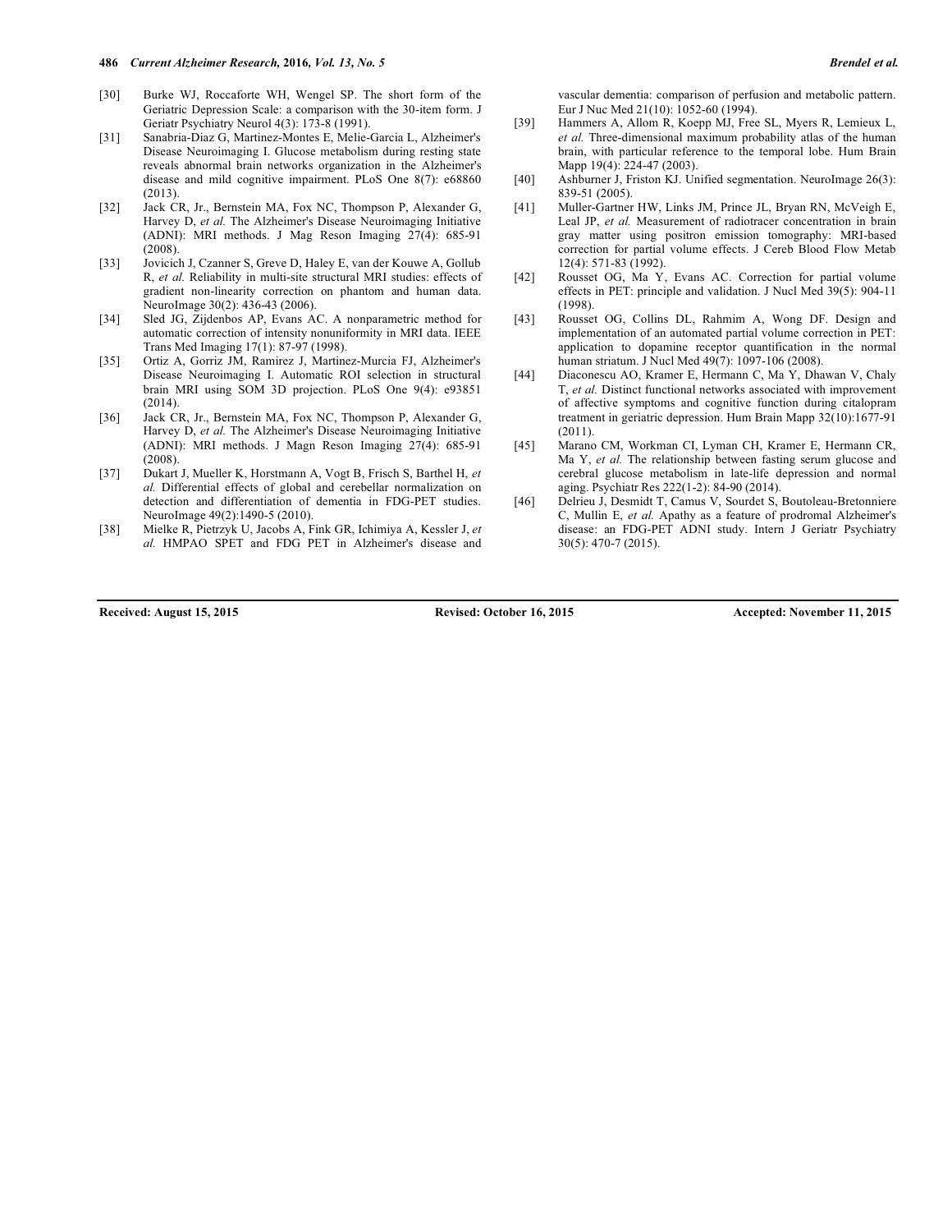[30] Burke WJ, Roccaforte WH, Wengel SP. The short form of the Geriatric Depression Scale: a comparison with the 30-item form. J Geriatr Psychiatry Neurol 4(3): 173-8 (1991).

[31] Sanabria-Diaz G, Martinez-Montes E, Melie-Garcia L, Alzheimer's Disease Neuroimaging I. Glucose metabolism during resting state reveals abnormal brain networks organization in the Alzheimer's disease and mild cognitive impairment. PLoS One 8(7): e68860 (2013).

[32] Jack CR, Jr., Bernstein MA, Fox NC, Thompson P, Alexander G, Harvey D, *et al.* The Alzheimer's Disease Neuroimaging Initiative (ADNI): MRI methods. J Mag Reson Imaging 27(4): 685-91 (2008).

[33] Jovicich J, Czanner S, Greve D, Haley E, van der Kouwe A, Gollub R, *et al.* Reliability in multi-site structural MRI studies: effects of gradient non-linearity correction on phantom and human data. NeuroImage 30(2): 436-43 (2006).

[34] Sled JG, Zijdenbos AP, Evans AC. A nonparametric method for automatic correction of intensity nonuniformity in MRI data. IEEE Trans Med Imaging 17(1): 87-97 (1998).

[35] Ortiz A, Gorriz JM, Ramirez J, Martinez-Murcia FJ, Alzheimer's Disease Neuroimaging I. Automatic ROI selection in structural brain MRI using SOM 3D projection. PLoS One 9(4): e93851 (2014).

[36] Jack CR, Jr., Bernstein MA, Fox NC, Thompson P, Alexander G, Harvey D, *et al.* The Alzheimer's Disease Neuroimaging Initiative (ADNI): MRI methods. J Magn Reson Imaging 27(4): 685-91 (2008).

[37] Dukart J, Mueller K, Horstmann A, Vogt B, Frisch S, Barthel H, *et al.* Differential effects of global and cerebellar normalization on detection and differentiation of dementia in FDG-PET studies. NeuroImage 49(2):1490-5 (2010).

[38] Mielke R, Pietrzyk U, Jacobs A, Fink GR, Ichimiya A, Kessler J, *et al.* HMPAO SPET and FDG PET in Alzheimer's disease and vascular dementia: comparison of perfusion and metabolic pattern. Eur J Nuc Med 21(10): 1052-60 (1994).

[39] Hammers A, Allom R, Koepp MJ, Free SL, Myers R, Lemieux L, *et al.* Three-dimensional maximum probability atlas of the human brain, with particular reference to the temporal lobe. Hum Brain Mapp 19(4): 224-47 (2003).

[40] Ashburner J, Friston KJ. Unified segmentation. NeuroImage 26(3): 839-51 (2005).

[41] Muller-Gartner HW, Links JM, Prince JL, Bryan RN, McVeigh E, Leal JP, *et al.* Measurement of radiotracer concentration in brain gray matter using positron emission tomography: MRI-based correction for partial volume effects. J Cereb Blood Flow Metab 12(4): 571-83 (1992).

[42] Rousset OG, Ma Y, Evans AC. Correction for partial volume effects in PET: principle and validation. J Nucl Med 39(5): 904-11 (1998).

[43] Rousset OG, Collins DL, Rahmim A, Wong DF. Design and implementation of an automated partial volume correction in PET: application to dopamine receptor quantification in the normal human striatum. J Nucl Med 49(7): 1097-106 (2008).

[44] Diaconescu AO, Kramer E, Hermann C, Ma Y, Dhawan V, Chaly T, *et al.* Distinct functional networks associated with improvement of affective symptoms and cognitive function during citalopram treatment in geriatric depression. Hum Brain Mapp 32(10):1677-91 (2011).

[45] Marano CM, Workman CI, Lyman CH, Kramer E, Hermann CR, Ma Y, *et al.* The relationship between fasting serum glucose and cerebral glucose metabolism in late-life depression and normal aging. Psychiatr Res 222(1-2): 84-90 (2014).

[46] Delrieu J, Desmidt T, Camus V, Sourdet S, Boutoleau-Bretonniere C, Mullin E, *et al.* Apathy as a feature of prodromal Alzheimer's disease: an FDG-PET ADNI study. Intern J Geriatr Psychiatry 30(5): 470-7 (2015).

**Received: August 15, 2015** **Revised: October 16, 2015** **Accepted: November 11, 2015**